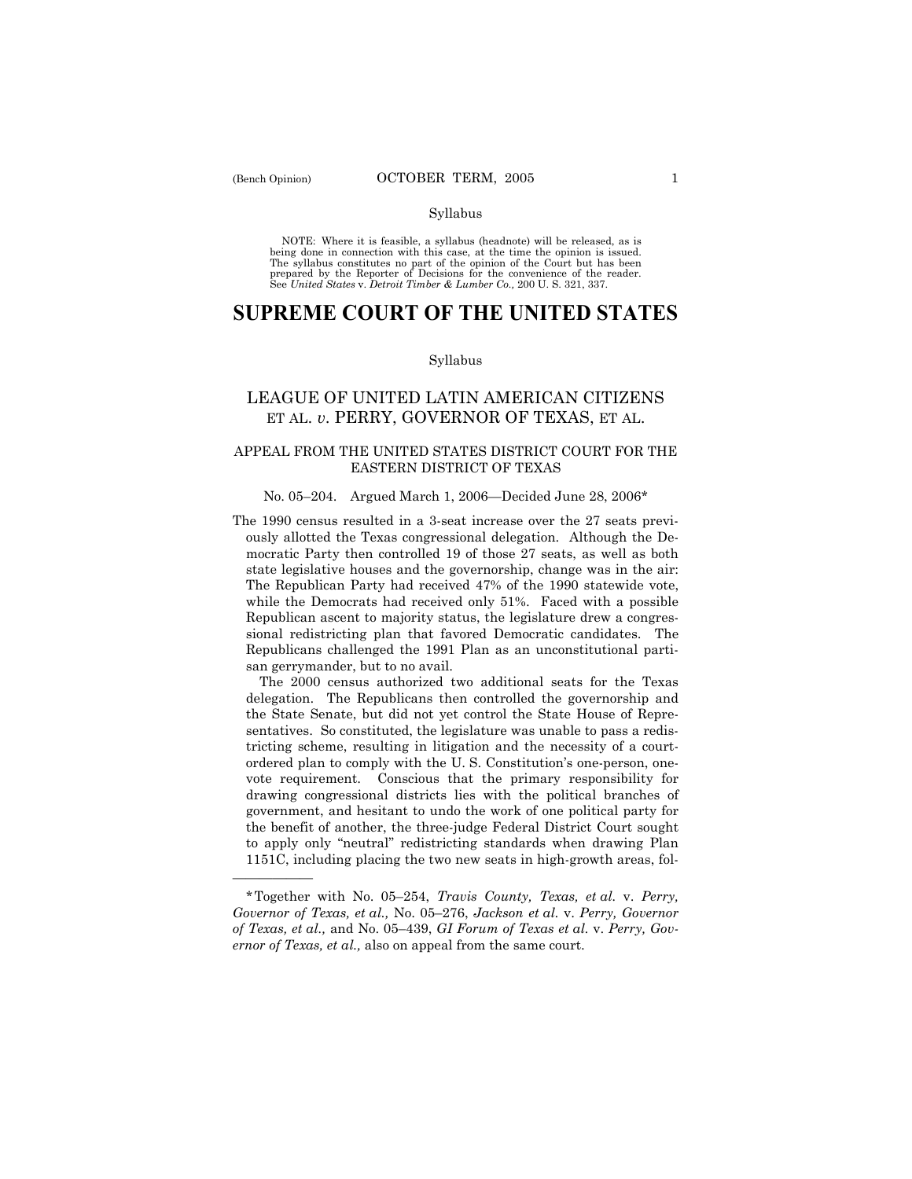Syllabus

NOTE: Where it is feasible, a syllabus (headnote) will be released, as is being done in connection with this case, at the time the opinion is issued. The syllabus constitutes no part of the opinion of the Court but has been prepared by the Reporter of Decisions for the convenience of the reader. See *United States* v. *Detroit Timber & Lumber Co.,* 200 U. S. 321, 337.

# SUPREME COURT OF THE UNITED STATES

Syllabus

## LEAGUE OF UNITED LATIN AMERICAN CITIZENS ET AL. *v.* PERRY, GOVERNOR OF TEXAS, ET AL.

### APPEAL FROM THE UNITED STATES DISTRICT COURT FOR THE EASTERN DISTRICT OF TEXAS

No. 05–204. Argued March 1, 2006—Decided June 28, 2006*

The 1990 census resulted in a 3-seat increase over the 27 seats previously allotted the Texas congressional delegation. Although the Democratic Party then controlled 19 of those 27 seats, as well as both state legislative houses and the governorship, change was in the air: The Republican Party had received 47% of the 1990 statewide vote, while the Democrats had received only 51%. Faced with a possible Republican ascent to majority status, the legislature drew a congressional redistricting plan that favored Democratic candidates. The Republicans challenged the 1991 Plan as an unconstitutional partisan gerrymander, but to no avail.

The 2000 census authorized two additional seats for the Texas delegation. The Republicans then controlled the governorship and the State Senate, but did not yet control the State House of Representatives. So constituted, the legislature was unable to pass a redistricting scheme, resulting in litigation and the necessity of a court-ordered plan to comply with the U. S. Constitution's one-person, one-vote requirement. Conscious that the primary responsibility for drawing congressional districts lies with the political branches of government, and hesitant to undo the work of one political party for the benefit of another, the three-judge Federal District Court sought to apply only "neutral" redistricting standards when drawing Plan 1151C, including placing the two new seats in high-growth areas, fol-

---

*Together with No. 05–254, *Travis County, Texas, et al.* v. *Perry, Governor of Texas, et al.,* No. 05–276, *Jackson et al.* v. *Perry, Governor of Texas, et al.,* and No. 05–439, *GI Forum of Texas et al.* v. *Perry, Governor of Texas, et al.,* also on appeal from the same court.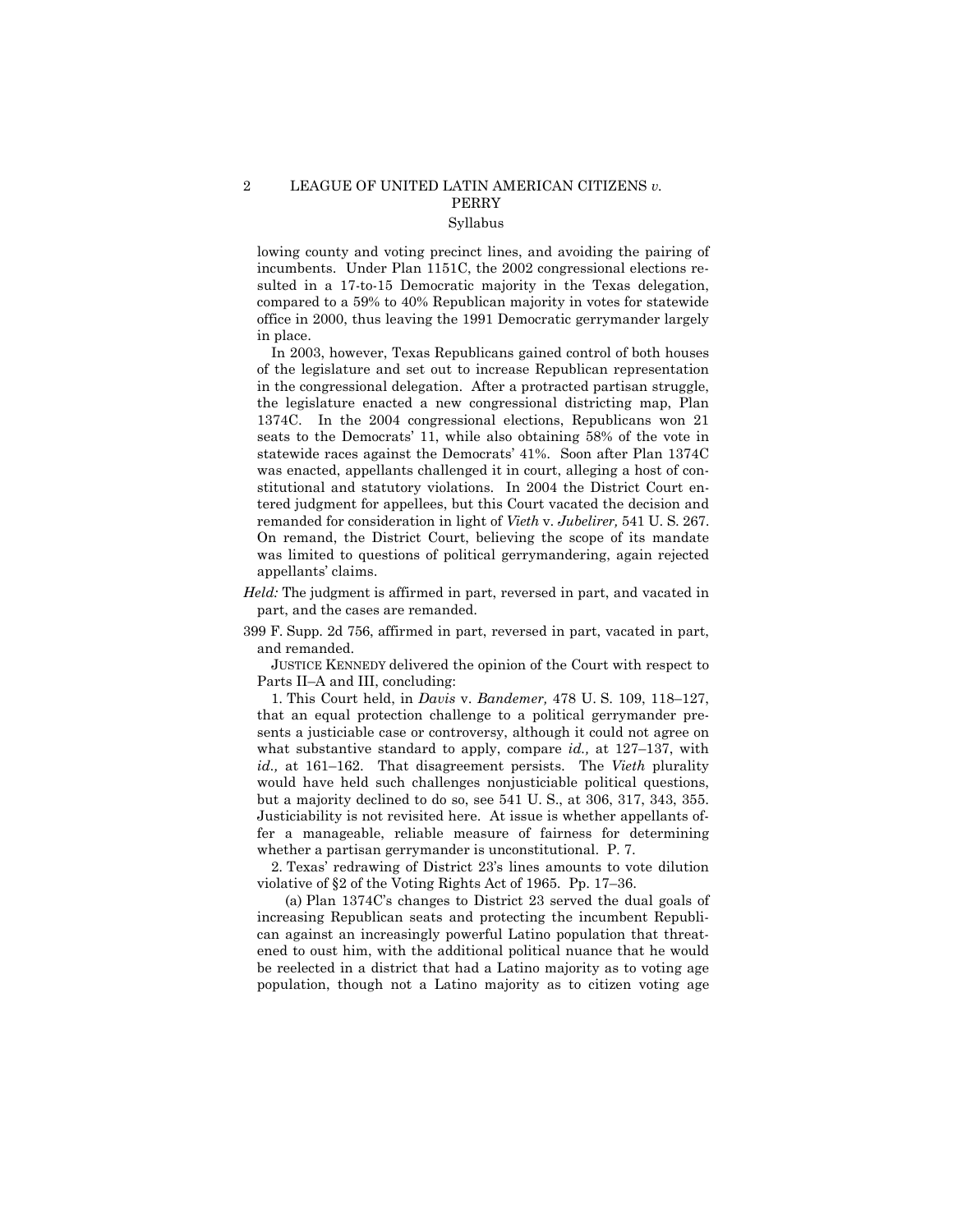lowing county and voting precinct lines, and avoiding the pairing of incumbents. Under Plan 1151C, the 2002 congressional elections resulted in a 17-to-15 Democratic majority in the Texas delegation, compared to a 59% to 40% Republican majority in votes for statewide office in 2000, thus leaving the 1991 Democratic gerrymander largely in place.

In 2003, however, Texas Republicans gained control of both houses of the legislature and set out to increase Republican representation in the congressional delegation. After a protracted partisan struggle, the legislature enacted a new congressional districting map, Plan 1374C. In the 2004 congressional elections, Republicans won 21 seats to the Democrats' 11, while also obtaining 58% of the vote in statewide races against the Democrats' 41%. Soon after Plan 1374C was enacted, appellants challenged it in court, alleging a host of constitutional and statutory violations. In 2004 the District Court entered judgment for appellees, but this Court vacated the decision and remanded for consideration in light of *Vieth* v. *Jubelirer,* 541 U. S. 267. On remand, the District Court, believing the scope of its mandate was limited to questions of political gerrymandering, again rejected appellants' claims.

*Held:* The judgment is affirmed in part, reversed in part, and vacated in part, and the cases are remanded.

399 F. Supp. 2d 756, affirmed in part, reversed in part, vacated in part, and remanded.

JUSTICE KENNEDY delivered the opinion of the Court with respect to Parts II–A and III, concluding:

1. This Court held, in *Davis* v. *Bandemer,* 478 U. S. 109, 118–127, that an equal protection challenge to a political gerrymander presents a justiciable case or controversy, although it could not agree on what substantive standard to apply, compare *id.,* at 127–137, with *id.,* at 161–162. That disagreement persists. The *Vieth* plurality would have held such challenges nonjusticiable political questions, but a majority declined to do so, see 541 U. S., at 306, 317, 343, 355. Justiciability is not revisited here. At issue is whether appellants offer a manageable, reliable measure of fairness for determining whether a partisan gerrymander is unconstitutional. P. 7.

2. Texas' redrawing of District 23's lines amounts to vote dilution violative of §2 of the Voting Rights Act of 1965. Pp. 17–36.

(a) Plan 1374C's changes to District 23 served the dual goals of increasing Republican seats and protecting the incumbent Republican against an increasingly powerful Latino population that threatened to oust him, with the additional political nuance that he would be reelected in a district that had a Latino majority as to voting age population, though not a Latino majority as to citizen voting age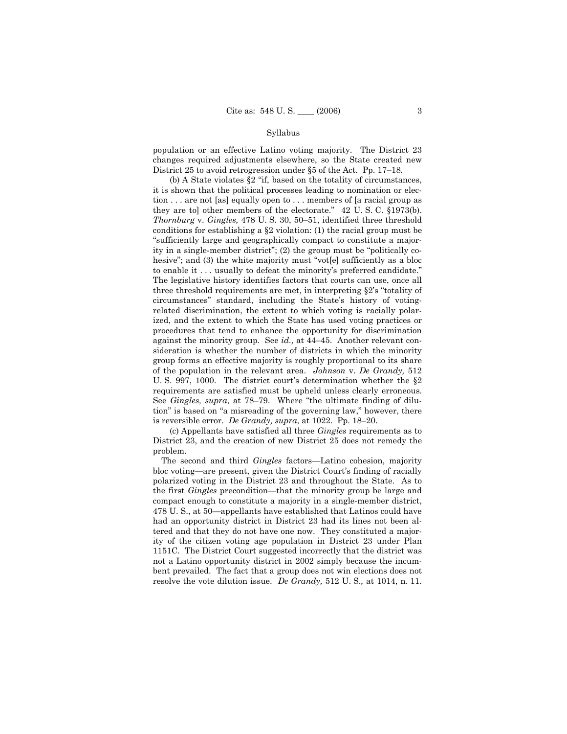population or an effective Latino voting majority. The District 23 changes required adjustments elsewhere, so the State created new District 25 to avoid retrogression under §5 of the Act. Pp. 17–18.

(b) A State violates §2 "if, based on the totality of circumstances, it is shown that the political processes leading to nomination or election . . . are not [as] equally open to . . . members of [a racial group as they are to] other members of the electorate." 42 U. S. C. §1973(b). *Thornburg* v. *Gingles,* 478 U. S. 30, 50–51, identified three threshold conditions for establishing a §2 violation: (1) the racial group must be "sufficiently large and geographically compact to constitute a majority in a single-member district"; (2) the group must be "politically cohesive"; and (3) the white majority must "vot[e] sufficiently as a bloc to enable it . . . usually to defeat the minority's preferred candidate." The legislative history identifies factors that courts can use, once all three threshold requirements are met, in interpreting §2's "totality of circumstances" standard, including the State's history of voting-related discrimination, the extent to which voting is racially polarized, and the extent to which the State has used voting practices or procedures that tend to enhance the opportunity for discrimination against the minority group. See *id.,* at 44–45. Another relevant consideration is whether the number of districts in which the minority group forms an effective majority is roughly proportional to its share of the population in the relevant area. *Johnson* v. *De Grandy,* 512 U. S. 997, 1000. The district court's determination whether the §2 requirements are satisfied must be upheld unless clearly erroneous. See *Gingles, supra*, at 78–79. Where "the ultimate finding of dilution" is based on "a misreading of the governing law," however, there is reversible error. *De Grandy, supra*, at 1022. Pp. 18–20.

(c) Appellants have satisfied all three *Gingles* requirements as to District 23, and the creation of new District 25 does not remedy the problem.

The second and third *Gingles* factors—Latino cohesion, majority bloc voting—are present, given the District Court's finding of racially polarized voting in the District 23 and throughout the State. As to the first *Gingles* precondition—that the minority group be large and compact enough to constitute a majority in a single-member district, 478 U. S., at 50—appellants have established that Latinos could have had an opportunity district in District 23 had its lines not been altered and that they do not have one now. They constituted a majority of the citizen voting age population in District 23 under Plan 1151C. The District Court suggested incorrectly that the district was not a Latino opportunity district in 2002 simply because the incumbent prevailed. The fact that a group does not win elections does not resolve the vote dilution issue. *De Grandy,* 512 U. S.*,* at 1014, n. 11.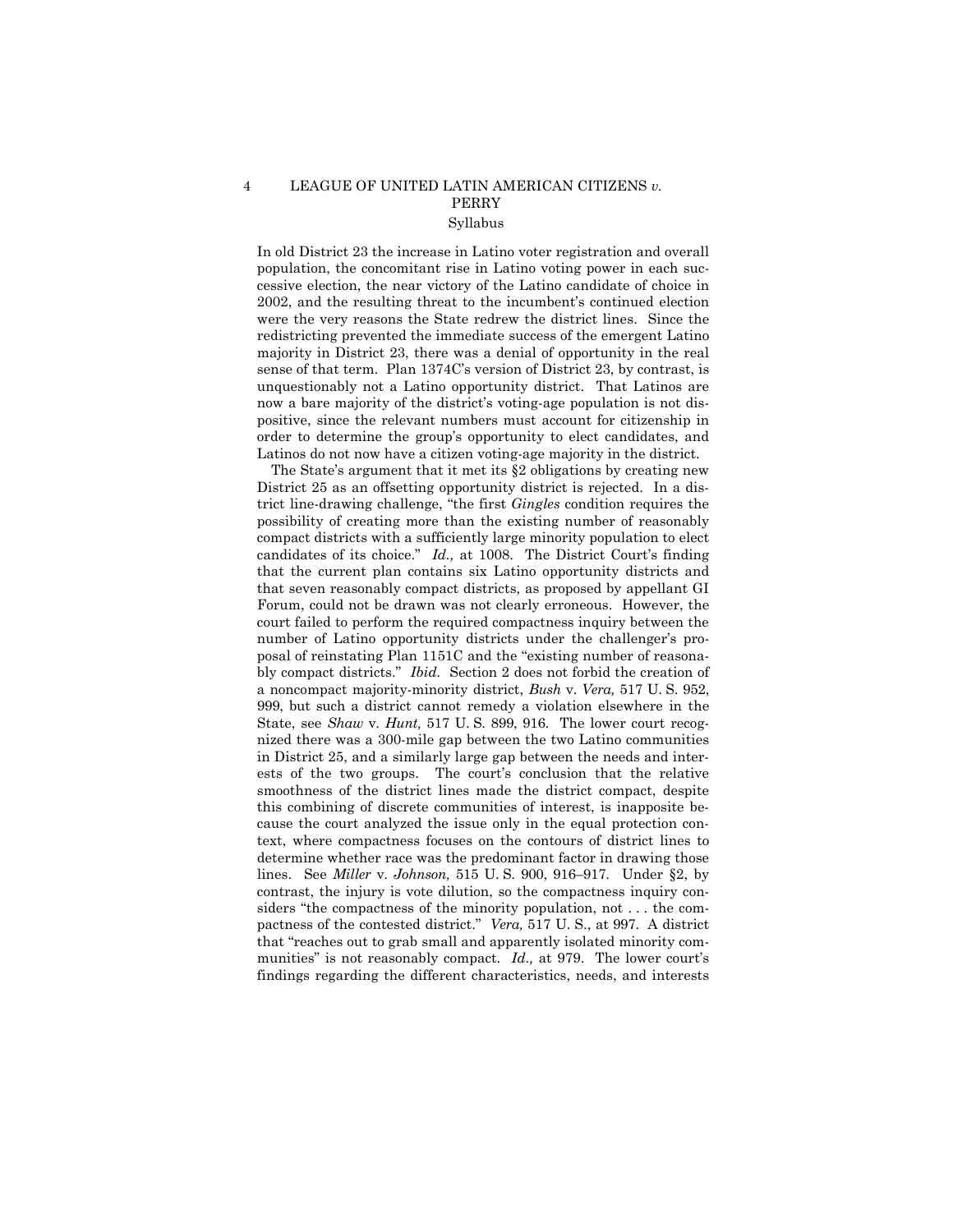In old District 23 the increase in Latino voter registration and overall population, the concomitant rise in Latino voting power in each successive election, the near victory of the Latino candidate of choice in 2002, and the resulting threat to the incumbent's continued election were the very reasons the State redrew the district lines. Since the redistricting prevented the immediate success of the emergent Latino majority in District 23, there was a denial of opportunity in the real sense of that term. Plan 1374C's version of District 23, by contrast, is unquestionably not a Latino opportunity district. That Latinos are now a bare majority of the district's voting-age population is not dispositive, since the relevant numbers must account for citizenship in order to determine the group's opportunity to elect candidates, and Latinos do not now have a citizen voting-age majority in the district.

The State's argument that it met its §2 obligations by creating new District 25 as an offsetting opportunity district is rejected. In a district line-drawing challenge, "the first *Gingles* condition requires the possibility of creating more than the existing number of reasonably compact districts with a sufficiently large minority population to elect candidates of its choice." *Id.,* at 1008. The District Court's finding that the current plan contains six Latino opportunity districts and that seven reasonably compact districts, as proposed by appellant GI Forum, could not be drawn was not clearly erroneous. However, the court failed to perform the required compactness inquiry between the number of Latino opportunity districts under the challenger's proposal of reinstating Plan 1151C and the "existing number of reasonably compact districts." *Ibid.* Section 2 does not forbid the creation of a noncompact majority-minority district, *Bush* v. *Vera,* 517 U. S. 952, 999, but such a district cannot remedy a violation elsewhere in the State, see *Shaw* v. *Hunt,* 517 U. S. 899, 916. The lower court recognized there was a 300-mile gap between the two Latino communities in District 25, and a similarly large gap between the needs and interests of the two groups. The court's conclusion that the relative smoothness of the district lines made the district compact, despite this combining of discrete communities of interest, is inapposite because the court analyzed the issue only in the equal protection context, where compactness focuses on the contours of district lines to determine whether race was the predominant factor in drawing those lines. See *Miller* v. *Johnson,* 515 U. S. 900, 916–917. Under §2, by contrast, the injury is vote dilution, so the compactness inquiry considers "the compactness of the minority population, not . . . the compactness of the contested district." *Vera,* 517 U. S., at 997. A district that "reaches out to grab small and apparently isolated minority communities" is not reasonably compact. *Id.,* at 979. The lower court's findings regarding the different characteristics, needs, and interests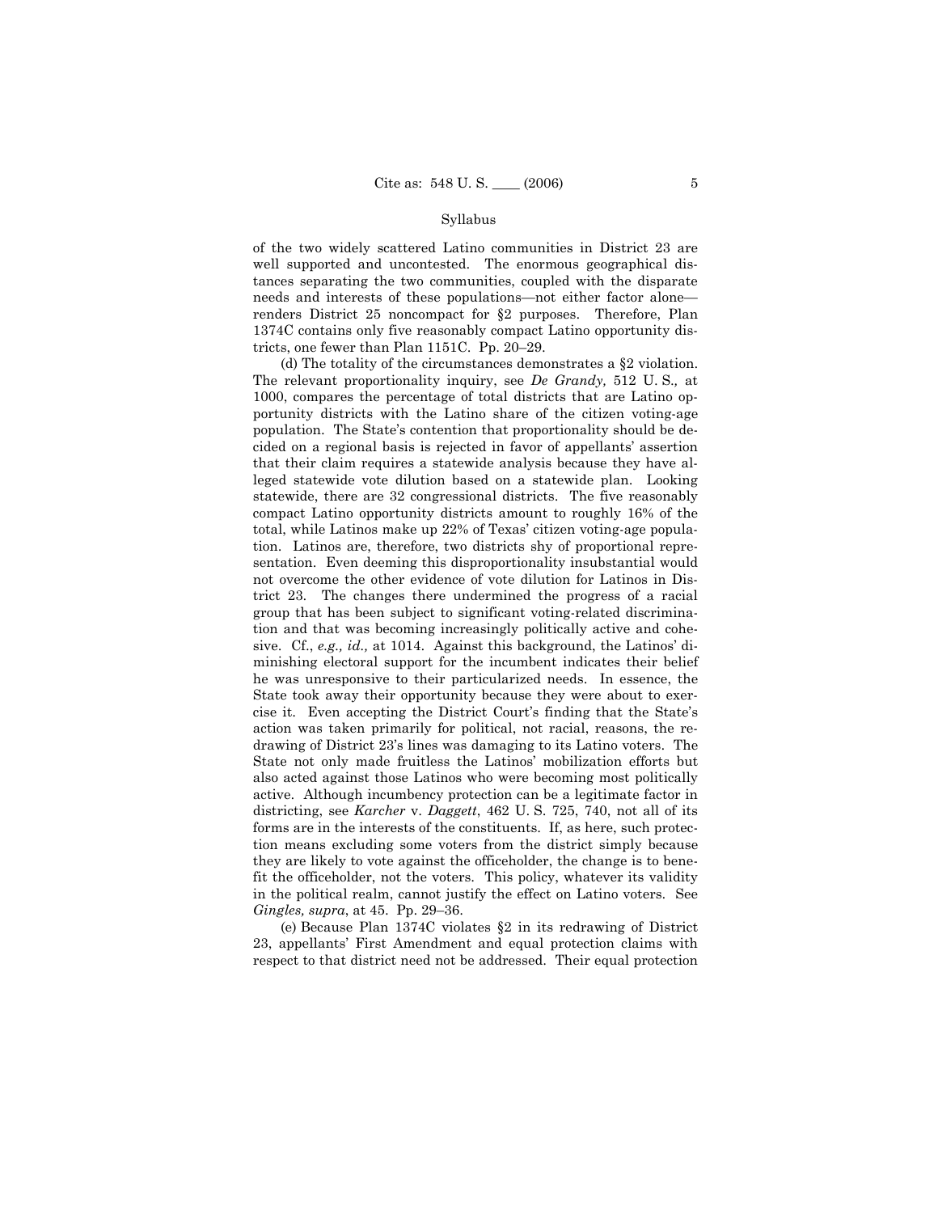of the two widely scattered Latino communities in District 23 are well supported and uncontested. The enormous geographical distances separating the two communities, coupled with the disparate needs and interests of these populations—not either factor alone—renders District 25 noncompact for §2 purposes. Therefore, Plan 1374C contains only five reasonably compact Latino opportunity districts, one fewer than Plan 1151C. Pp. 20–29.

(d) The totality of the circumstances demonstrates a §2 violation. The relevant proportionality inquiry, see *De Grandy,* 512 U. S.*,* at 1000, compares the percentage of total districts that are Latino opportunity districts with the Latino share of the citizen voting-age population. The State's contention that proportionality should be decided on a regional basis is rejected in favor of appellants' assertion that their claim requires a statewide analysis because they have alleged statewide vote dilution based on a statewide plan. Looking statewide, there are 32 congressional districts. The five reasonably compact Latino opportunity districts amount to roughly 16% of the total, while Latinos make up 22% of Texas' citizen voting-age population. Latinos are, therefore, two districts shy of proportional representation. Even deeming this disproportionality insubstantial would not overcome the other evidence of vote dilution for Latinos in District 23. The changes there undermined the progress of a racial group that has been subject to significant voting-related discrimination and that was becoming increasingly politically active and cohesive. Cf., *e.g., id.,* at 1014. Against this background, the Latinos' diminishing electoral support for the incumbent indicates their belief he was unresponsive to their particularized needs. In essence, the State took away their opportunity because they were about to exercise it. Even accepting the District Court's finding that the State's action was taken primarily for political, not racial, reasons, the redrawing of District 23's lines was damaging to its Latino voters. The State not only made fruitless the Latinos' mobilization efforts but also acted against those Latinos who were becoming most politically active. Although incumbency protection can be a legitimate factor in districting, see *Karcher* v. *Daggett*, 462 U. S. 725, 740, not all of its forms are in the interests of the constituents. If, as here, such protection means excluding some voters from the district simply because they are likely to vote against the officeholder, the change is to benefit the officeholder, not the voters. This policy, whatever its validity in the political realm, cannot justify the effect on Latino voters. See *Gingles, supra*, at 45. Pp. 29–36.

(e) Because Plan 1374C violates §2 in its redrawing of District 23, appellants' First Amendment and equal protection claims with respect to that district need not be addressed. Their equal protection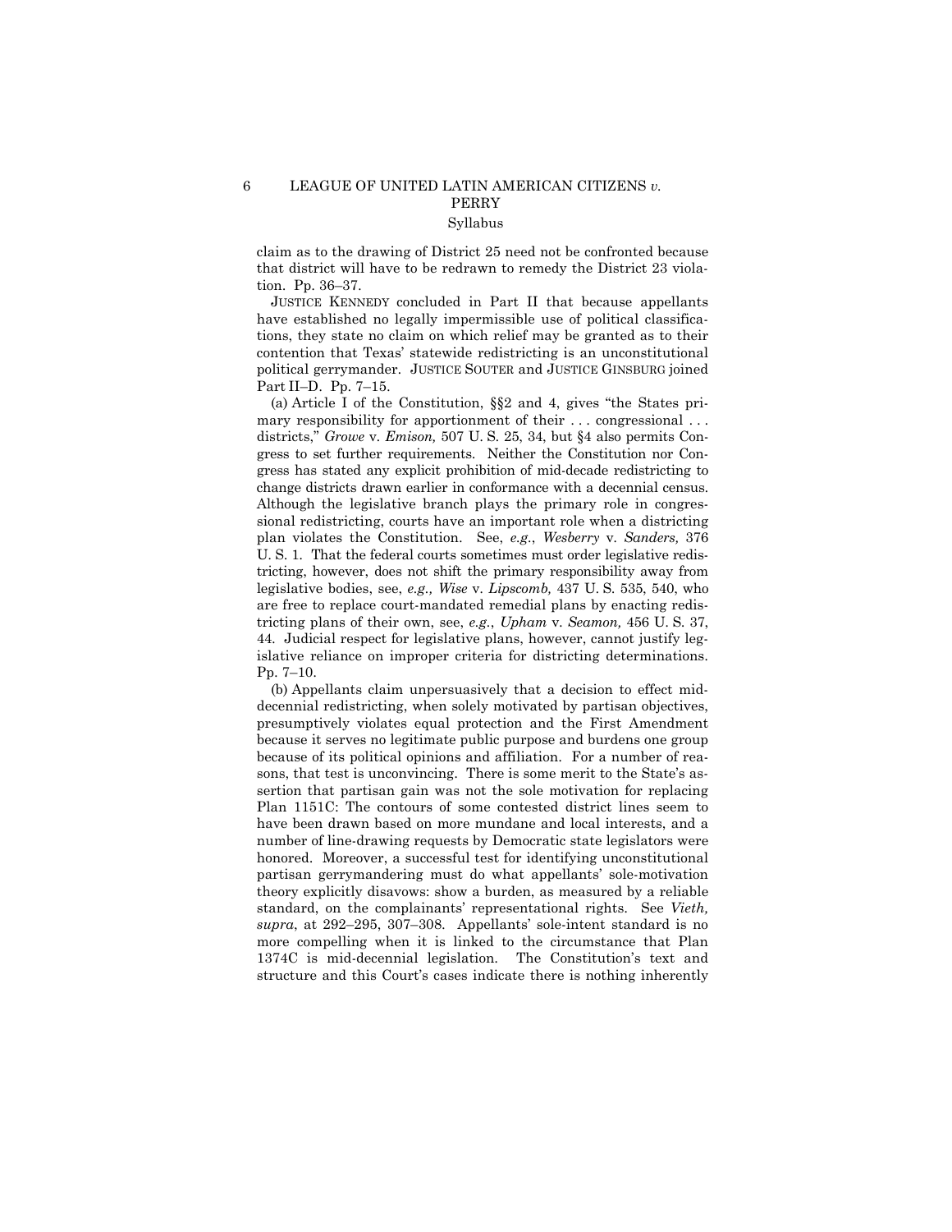claim as to the drawing of District 25 need not be confronted because that district will have to be redrawn to remedy the District 23 violation. Pp. 36–37.

JUSTICE KENNEDY concluded in Part II that because appellants have established no legally impermissible use of political classifications, they state no claim on which relief may be granted as to their contention that Texas' statewide redistricting is an unconstitutional political gerrymander. JUSTICE SOUTER and JUSTICE GINSBURG joined Part II–D. Pp. 7–15.

(a) Article I of the Constitution, §§2 and 4, gives "the States primary responsibility for apportionment of their . . . congressional . . . districts," *Growe* v. *Emison,* 507 U. S. 25, 34, but §4 also permits Congress to set further requirements. Neither the Constitution nor Congress has stated any explicit prohibition of mid-decade redistricting to change districts drawn earlier in conformance with a decennial census. Although the legislative branch plays the primary role in congressional redistricting, courts have an important role when a districting plan violates the Constitution. See, *e.g.*, *Wesberry* v. *Sanders,* 376 U. S. 1. That the federal courts sometimes must order legislative redistricting, however, does not shift the primary responsibility away from legislative bodies, see, *e.g., Wise* v. *Lipscomb,* 437 U. S. 535, 540, who are free to replace court-mandated remedial plans by enacting redistricting plans of their own, see, *e.g.*, *Upham* v. *Seamon,* 456 U. S. 37, 44. Judicial respect for legislative plans, however, cannot justify legislative reliance on improper criteria for districting determinations. Pp. 7–10.

(b) Appellants claim unpersuasively that a decision to effect mid-decennial redistricting, when solely motivated by partisan objectives, presumptively violates equal protection and the First Amendment because it serves no legitimate public purpose and burdens one group because of its political opinions and affiliation. For a number of reasons, that test is unconvincing. There is some merit to the State's assertion that partisan gain was not the sole motivation for replacing Plan 1151C: The contours of some contested district lines seem to have been drawn based on more mundane and local interests, and a number of line-drawing requests by Democratic state legislators were honored. Moreover, a successful test for identifying unconstitutional partisan gerrymandering must do what appellants' sole-motivation theory explicitly disavows: show a burden, as measured by a reliable standard, on the complainants' representational rights. See *Vieth, supra*, at 292–295, 307–308. Appellants' sole-intent standard is no more compelling when it is linked to the circumstance that Plan 1374C is mid-decennial legislation. The Constitution's text and structure and this Court's cases indicate there is nothing inherently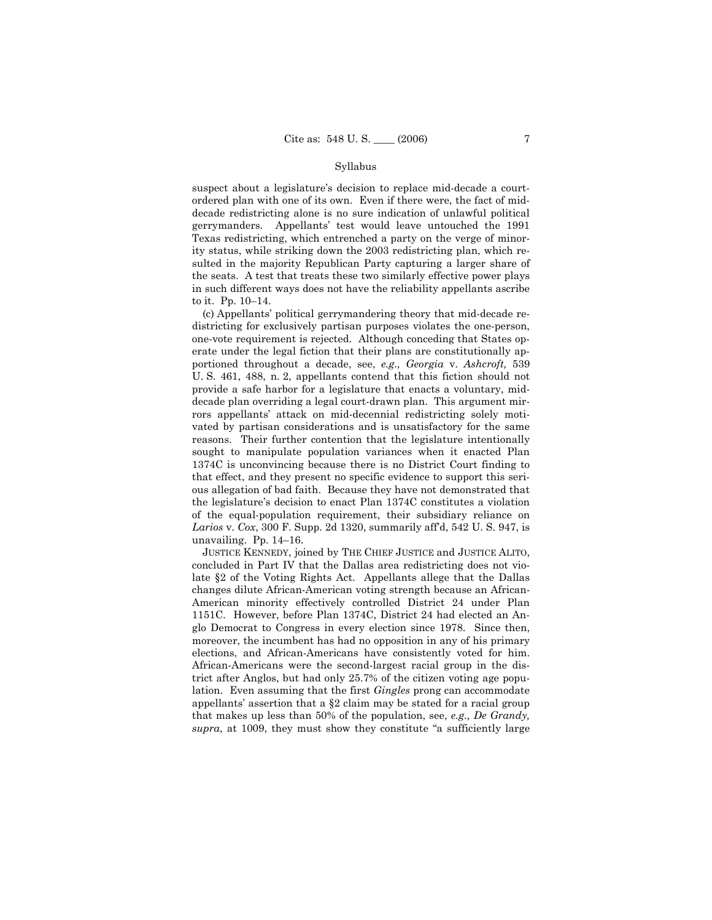suspect about a legislature's decision to replace mid-decade a court-ordered plan with one of its own. Even if there were, the fact of mid-decade redistricting alone is no sure indication of unlawful political gerrymanders. Appellants' test would leave untouched the 1991 Texas redistricting, which entrenched a party on the verge of minority status, while striking down the 2003 redistricting plan, which resulted in the majority Republican Party capturing a larger share of the seats. A test that treats these two similarly effective power plays in such different ways does not have the reliability appellants ascribe to it. Pp. 10–14.

(c) Appellants' political gerrymandering theory that mid-decade redistricting for exclusively partisan purposes violates the one-person, one-vote requirement is rejected. Although conceding that States operate under the legal fiction that their plans are constitutionally apportioned throughout a decade, see, *e.g., Georgia* v. *Ashcroft,* 539 U. S. 461, 488, n. 2, appellants contend that this fiction should not provide a safe harbor for a legislature that enacts a voluntary, mid-decade plan overriding a legal court-drawn plan. This argument mirrors appellants' attack on mid-decennial redistricting solely motivated by partisan considerations and is unsatisfactory for the same reasons. Their further contention that the legislature intentionally sought to manipulate population variances when it enacted Plan 1374C is unconvincing because there is no District Court finding to that effect, and they present no specific evidence to support this serious allegation of bad faith. Because they have not demonstrated that the legislature's decision to enact Plan 1374C constitutes a violation of the equal-population requirement, their subsidiary reliance on *Larios* v. *Cox*, 300 F. Supp. 2d 1320, summarily aff'd, 542 U. S. 947, is unavailing. Pp. 14–16.

JUSTICE KENNEDY, joined by THE CHIEF JUSTICE and JUSTICE ALITO, concluded in Part IV that the Dallas area redistricting does not violate §2 of the Voting Rights Act. Appellants allege that the Dallas changes dilute African-American voting strength because an African-American minority effectively controlled District 24 under Plan 1151C. However, before Plan 1374C, District 24 had elected an Anglo Democrat to Congress in every election since 1978. Since then, moreover, the incumbent has had no opposition in any of his primary elections, and African-Americans have consistently voted for him. African-Americans were the second-largest racial group in the district after Anglos, but had only 25.7% of the citizen voting age population. Even assuming that the first *Gingles* prong can accommodate appellants' assertion that a §2 claim may be stated for a racial group that makes up less than 50% of the population, see, *e.g., De Grandy, supra*, at 1009, they must show they constitute "a sufficiently large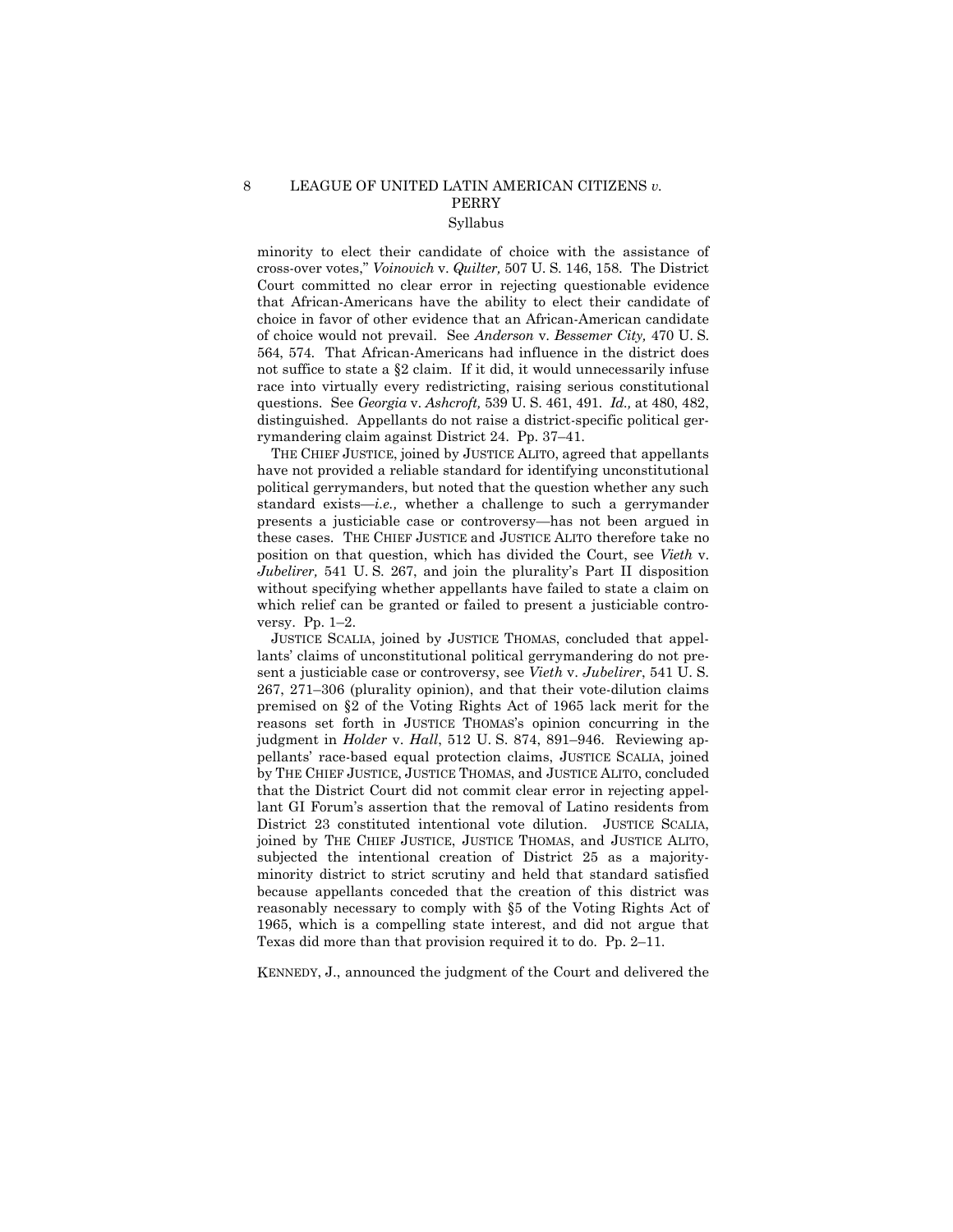minority to elect their candidate of choice with the assistance of cross-over votes," *Voinovich* v. *Quilter,* 507 U. S. 146, 158. The District Court committed no clear error in rejecting questionable evidence that African-Americans have the ability to elect their candidate of choice in favor of other evidence that an African-American candidate of choice would not prevail. See *Anderson* v. *Bessemer City,* 470 U. S. 564, 574. That African-Americans had influence in the district does not suffice to state a §2 claim. If it did, it would unnecessarily infuse race into virtually every redistricting, raising serious constitutional questions. See *Georgia* v. *Ashcroft,* 539 U. S. 461, 491. *Id.,* at 480, 482, distinguished. Appellants do not raise a district-specific political gerrymandering claim against District 24. Pp. 37–41.

THE CHIEF JUSTICE, joined by JUSTICE ALITO, agreed that appellants have not provided a reliable standard for identifying unconstitutional political gerrymanders, but noted that the question whether any such standard exists—*i.e.,* whether a challenge to such a gerrymander presents a justiciable case or controversy—has not been argued in these cases. THE CHIEF JUSTICE and JUSTICE ALITO therefore take no position on that question, which has divided the Court, see *Vieth* v. *Jubelirer,* 541 U. S. 267, and join the plurality's Part II disposition without specifying whether appellants have failed to state a claim on which relief can be granted or failed to present a justiciable controversy. Pp. 1–2.

JUSTICE SCALIA, joined by JUSTICE THOMAS, concluded that appellants' claims of unconstitutional political gerrymandering do not present a justiciable case or controversy, see *Vieth* v. *Jubelirer*, 541 U. S. 267, 271–306 (plurality opinion), and that their vote-dilution claims premised on §2 of the Voting Rights Act of 1965 lack merit for the reasons set forth in JUSTICE THOMAS's opinion concurring in the judgment in *Holder* v. *Hall*, 512 U. S. 874, 891–946. Reviewing appellants' race-based equal protection claims, JUSTICE SCALIA, joined by THE CHIEF JUSTICE, JUSTICE THOMAS, and JUSTICE ALITO, concluded that the District Court did not commit clear error in rejecting appellant GI Forum's assertion that the removal of Latino residents from District 23 constituted intentional vote dilution. JUSTICE SCALIA, joined by THE CHIEF JUSTICE, JUSTICE THOMAS, and JUSTICE ALITO, subjected the intentional creation of District 25 as a majority-minority district to strict scrutiny and held that standard satisfied because appellants conceded that the creation of this district was reasonably necessary to comply with §5 of the Voting Rights Act of 1965, which is a compelling state interest, and did not argue that Texas did more than that provision required it to do. Pp. 2–11.

KENNEDY, J., announced the judgment of the Court and delivered the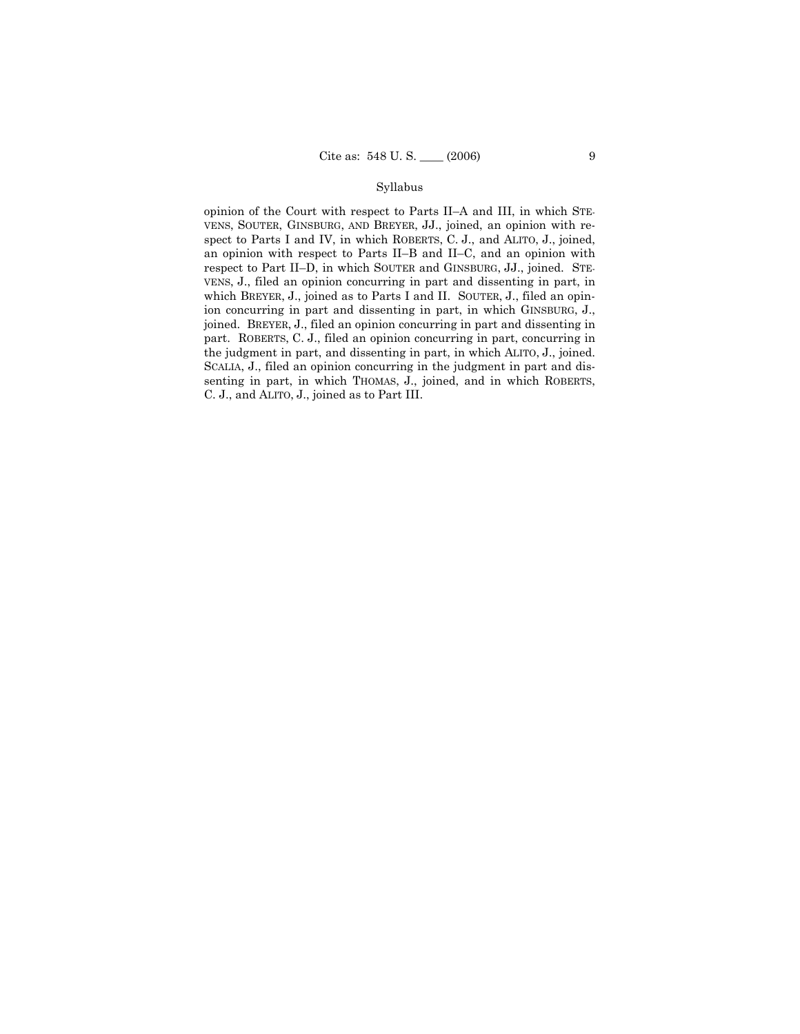opinion of the Court with respect to Parts II–A and III, in which STEVENS, SOUTER, GINSBURG, AND BREYER, JJ., joined, an opinion with respect to Parts I and IV, in which ROBERTS, C. J., and ALITO, J., joined, an opinion with respect to Parts II–B and II–C, and an opinion with respect to Part II–D, in which SOUTER and GINSBURG, JJ., joined. STEVENS, J., filed an opinion concurring in part and dissenting in part, in which BREYER, J., joined as to Parts I and II. SOUTER, J., filed an opinion concurring in part and dissenting in part, in which GINSBURG, J., joined. BREYER, J., filed an opinion concurring in part and dissenting in part. ROBERTS, C. J., filed an opinion concurring in part, concurring in the judgment in part, and dissenting in part, in which ALITO, J., joined. SCALIA, J., filed an opinion concurring in the judgment in part and dissenting in part, in which THOMAS, J., joined, and in which ROBERTS, C. J., and ALITO, J., joined as to Part III.